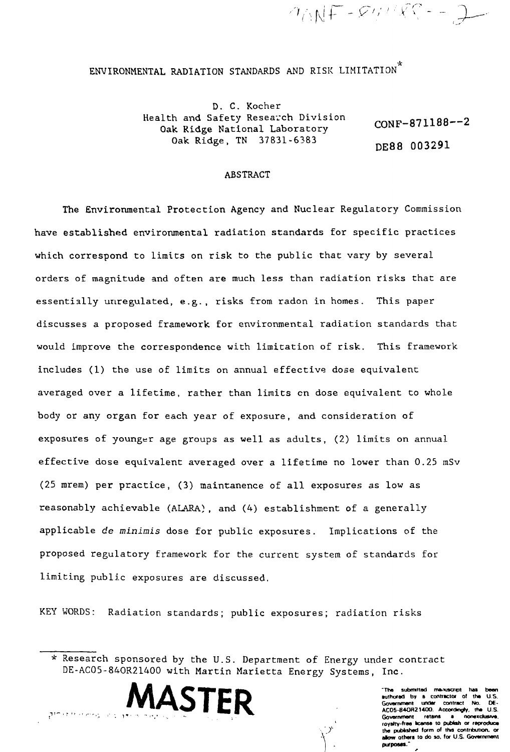CONF-871188--2

DE88 003291

# ENVIRONMENTAL RADIATION STANDARDS AND RISK LIMITATION*

D. C. Kocher
Health and Safety Research Division
Oak Ridge National Laboratory
Oak Ridge, TN 37831-6383

## ABSTRACT

The Environmental Protection Agency and Nuclear Regulatory Commission have established environmental radiation standards for specific practices which correspond to limits on risk to the public that vary by several orders of magnitude and often are much less than radiation risks that are essentially unregulated, e.g., risks from radon in homes. This paper discusses a proposed framework for environmental radiation standards that would improve the correspondence with limitation of risk. This framework includes (1) the use of limits on annual effective dose equivalent averaged over a lifetime, rather than limits on dose equivalent to whole body or any organ for each year of exposure, and consideration of exposures of younger age groups as well as adults, (2) limits on annual effective dose equivalent averaged over a lifetime no lower than 0.25 mSv (25 mrem) per practice, (3) maintanence of all exposures as low as reasonably achievable (ALARA), and (4) establishment of a generally applicable *de minimis* dose for public exposures. Implications of the proposed regulatory framework for the current system of standards for limiting public exposures are discussed.

KEY WORDS: Radiation standards; public exposures; radiation risks

---

\* Research sponsored by the U.S. Department of Energy under contract DE-AC05-84OR21400 with Martin Marietta Energy Systems, Inc.

MASTER

"The submitted manuscript has been authored by a contractor of the U.S. Government under contract No. DE-AC05-84OR21400. Accordingly, the U.S. Government retains a nonexclusive, royalty-free license to publish or reproduce the published form of this contribution, or allow others to do so, for U.S. Government purposes."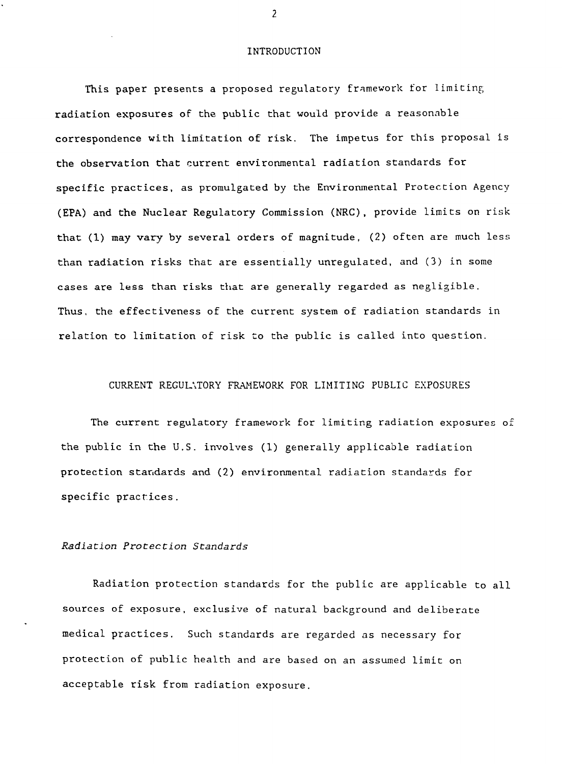## INTRODUCTION

This paper presents a proposed regulatory framework for limiting radiation exposures of the public that would provide a reasonable correspondence with limitation of risk. The impetus for this proposal is the observation that current environmental radiation standards for specific practices, as promulgated by the Environmental Protection Agency (EPA) and the Nuclear Regulatory Commission (NRC), provide limits on risk that (1) may vary by several orders of magnitude, (2) often are much less than radiation risks that are essentially unregulated, and (3) in some cases are less than risks that are generally regarded as negligible. Thus, the effectiveness of the current system of radiation standards in relation to limitation of risk to the public is called into question.

## CURRENT REGULATORY FRAMEWORK FOR LIMITING PUBLIC EXPOSURES

The current regulatory framework for limiting radiation exposures of the public in the U.S. involves (1) generally applicable radiation protection standards and (2) environmental radiation standards for specific practices.

### *Radiation Protection Standards*

Radiation protection standards for the public are applicable to all sources of exposure, exclusive of natural background and deliberate medical practices. Such standards are regarded as necessary for protection of public health and are based on an assumed limit on acceptable risk from radiation exposure.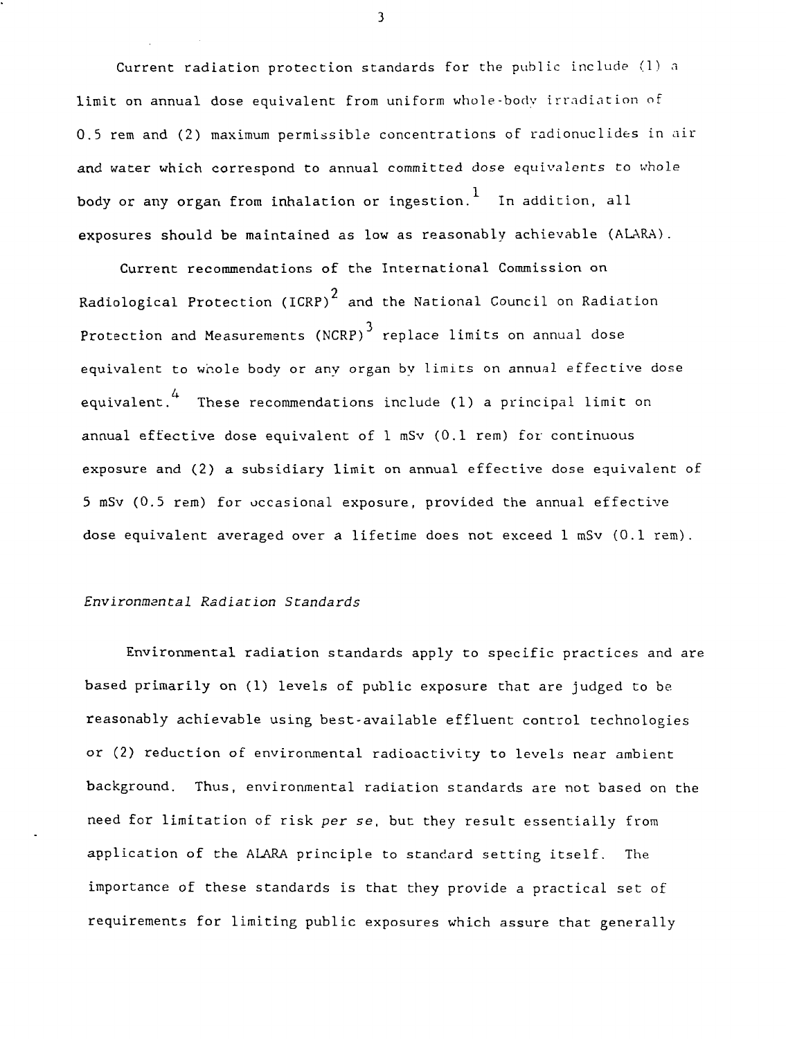Current radiation protection standards for the public include (1) a limit on annual dose equivalent from uniform whole-body irradiation of 0.5 rem and (2) maximum permissible concentrations of radionuclides in air and water which correspond to annual committed dose equivalents to whole body or any organ from inhalation or ingestion.[1] In addition, all exposures should be maintained as low as reasonably achievable (ALARA).

Current recommendations of the International Commission on Radiological Protection (ICRP)[2] and the National Council on Radiation Protection and Measurements (NCRP)[3] replace limits on annual dose equivalent to whole body or any organ by limits on annual effective dose equivalent.[4] These recommendations include (1) a principal limit on annual effective dose equivalent of 1 mSv (0.1 rem) for continuous exposure and (2) a subsidiary limit on annual effective dose equivalent of 5 mSv (0.5 rem) for occasional exposure, provided the annual effective dose equivalent averaged over a lifetime does not exceed 1 mSv (0.1 rem).

### *Environmental Radiation Standards*

Environmental radiation standards apply to specific practices and are based primarily on (1) levels of public exposure that are judged to be reasonably achievable using best-available effluent control technologies or (2) reduction of environmental radioactivity to levels near ambient background. Thus, environmental radiation standards are not based on the need for limitation of risk *per se*, but they result essentially from application of the ALARA principle to standard setting itself. The importance of these standards is that they provide a practical set of requirements for limiting public exposures which assure that generally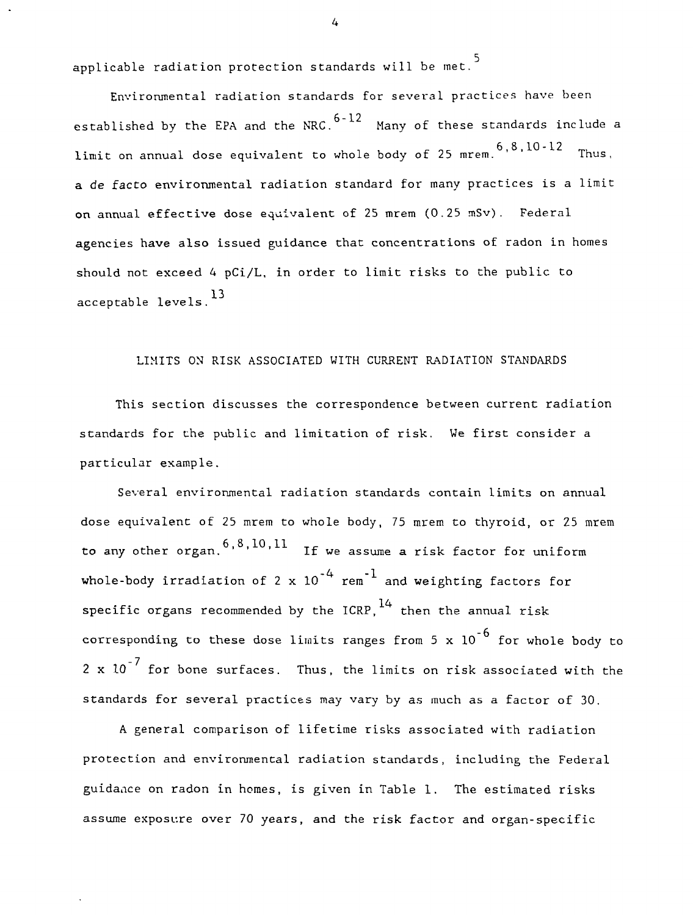applicable radiation protection standards will be met.[5]

Environmental radiation standards for several practices have been established by the EPA and the NRC.[6-12] Many of these standards include a limit on annual dose equivalent to whole body of 25 mrem.[6,8,10-12] Thus, a *de facto* environmental radiation standard for many practices is a limit on annual effective dose equivalent of 25 mrem (0.25 mSv). Federal agencies have also issued guidance that concentrations of radon in homes should not exceed 4 pCi/L, in order to limit risks to the public to acceptable levels.[13]

## LIMITS ON RISK ASSOCIATED WITH CURRENT RADIATION STANDARDS

This section discusses the correspondence between current radiation standards for the public and limitation of risk. We first consider a particular example.

Several environmental radiation standards contain limits on annual dose equivalent of 25 mrem to whole body, 75 mrem to thyroid, or 25 mrem to any other organ.[6,8,10,11] If we assume a risk factor for uniform whole-body irradiation of $2 \times 10^{-4}$ $\text{rem}^{-1}$ and weighting factors for specific organs recommended by the ICRP,[14] then the annual risk corresponding to these dose limits ranges from $5 \times 10^{-6}$ for whole body to $2 \times 10^{-7}$ for bone surfaces. Thus, the limits on risk associated with the standards for several practices may vary by as much as a factor of 30.

A general comparison of lifetime risks associated with radiation protection and environmental radiation standards, including the Federal guidance on radon in homes, is given in Table 1. The estimated risks assume exposure over 70 years, and the risk factor and organ-specific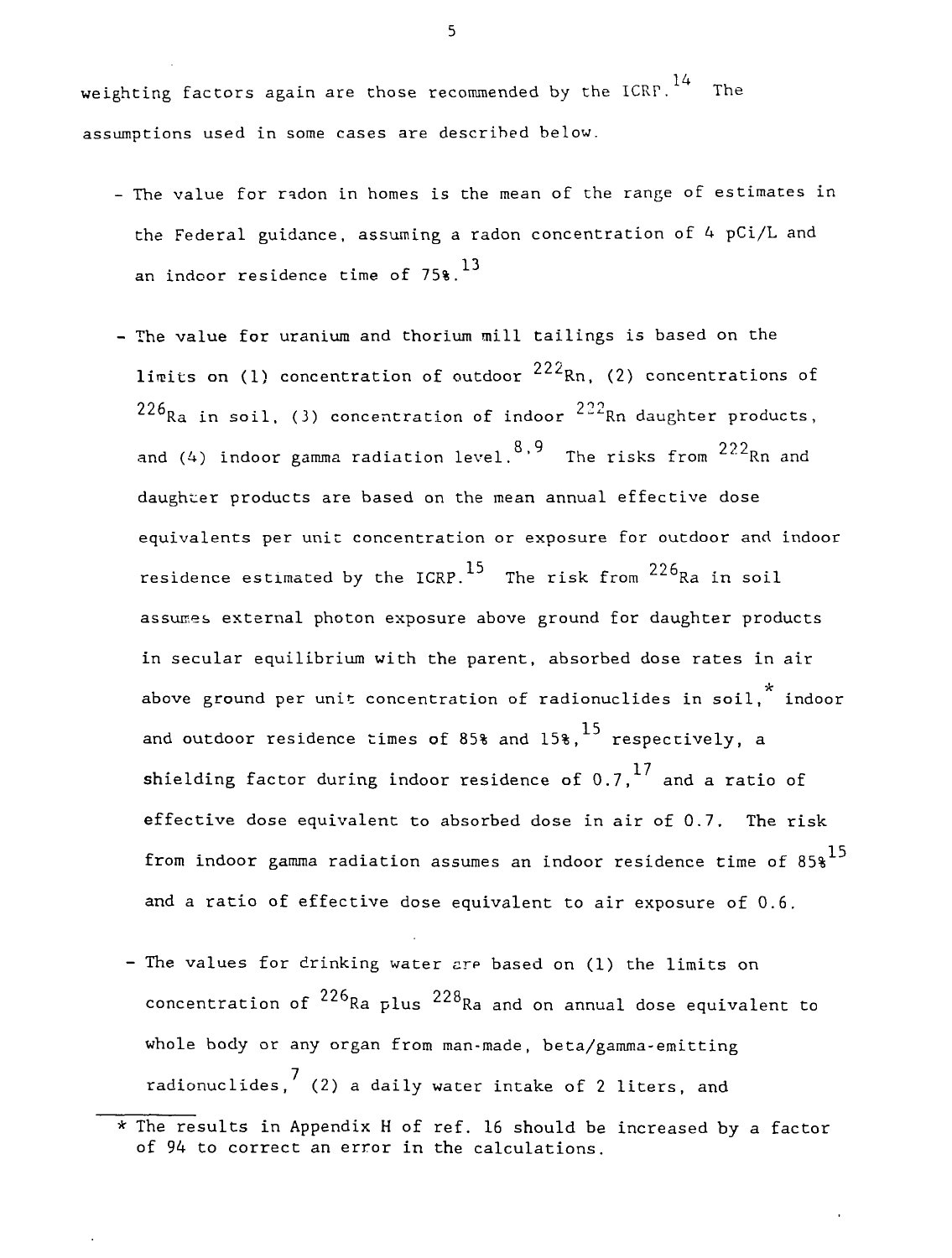weighting factors again are those recommended by the ICRP.[14] The assumptions used in some cases are described below.

- The value for radon in homes is the mean of the range of estimates in the Federal guidance, assuming a radon concentration of 4 pCi/L and an indoor residence time of 75%.[13]

- The value for uranium and thorium mill tailings is based on the limits on (1) concentration of outdoor $^{222}Rn$, (2) concentrations of $^{226}Ra$ in soil, (3) concentration of indoor $^{222}Rn$ daughter products, and (4) indoor gamma radiation level.[8,9] The risks from $^{222}Rn$ and daughter products are based on the mean annual effective dose equivalents per unit concentration or exposure for outdoor and indoor residence estimated by the ICRP.[15] The risk from $^{226}Ra$ in soil assumes external photon exposure above ground for daughter products in secular equilibrium with the parent, absorbed dose rates in air above ground per unit concentration of radionuclides in soil,* indoor and outdoor residence times of 85% and 15%,[15] respectively, a shielding factor during indoor residence of 0.7,[17] and a ratio of effective dose equivalent to absorbed dose in air of 0.7. The risk from indoor gamma radiation assumes an indoor residence time of 85%[15] and a ratio of effective dose equivalent to air exposure of 0.6.

- The values for drinking water are based on (1) the limits on concentration of $^{226}Ra$ plus $^{228}Ra$ and on annual dose equivalent to whole body or any organ from man-made, beta/gamma-emitting radionuclides,[7] (2) a daily water intake of 2 liters, and

---

* The results in Appendix H of ref. 16 should be increased by a factor of 94 to correct an error in the calculations.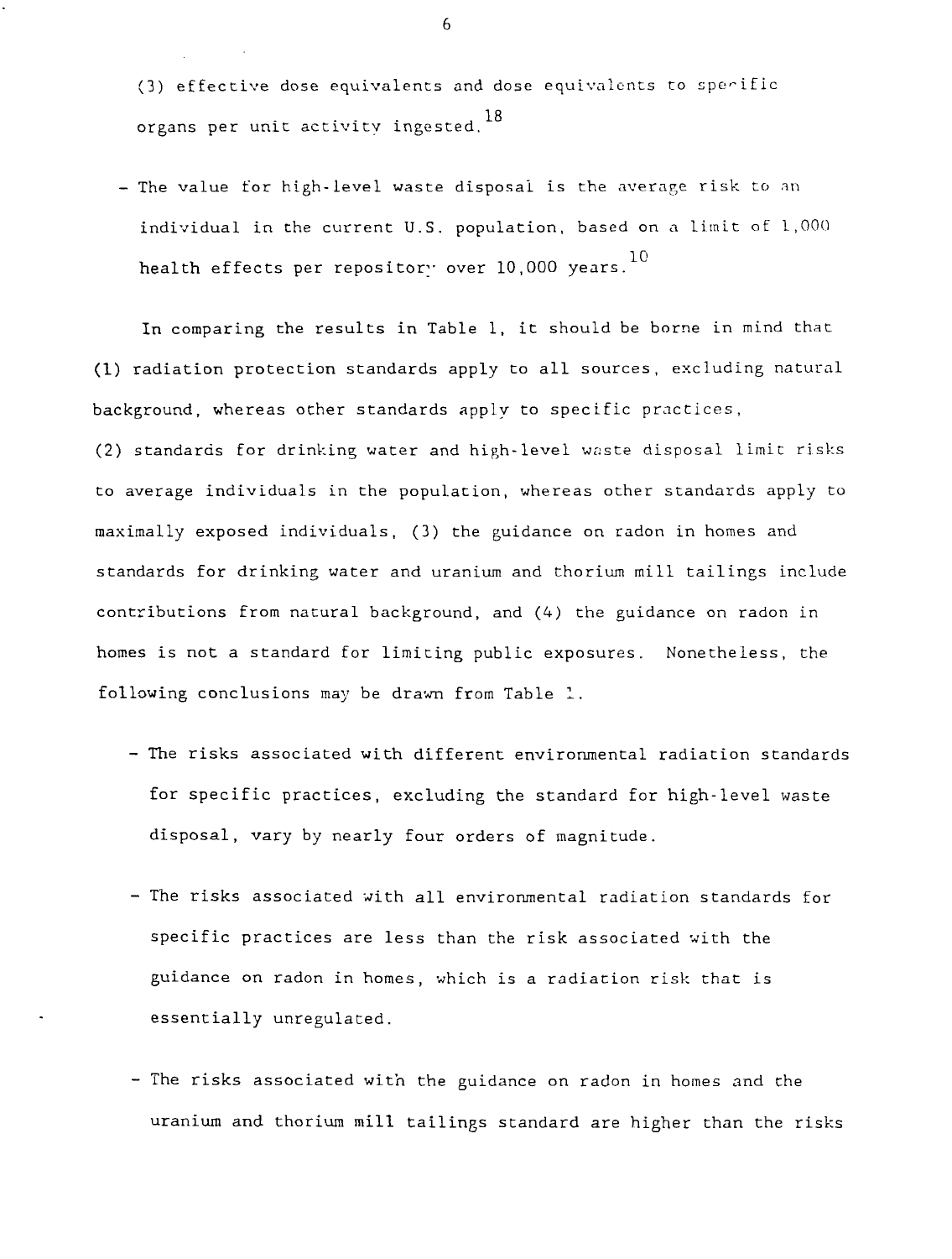(3) effective dose equivalents and dose equivalents to specific organs per unit activity ingested.[18]

- The value for high-level waste disposal is the average risk to an individual in the current U.S. population, based on a limit of 1,000 health effects per repository over 10,000 years.[10]

In comparing the results in Table 1, it should be borne in mind that (1) radiation protection standards apply to all sources, excluding natural background, whereas other standards apply to specific practices, (2) standards for drinking water and high-level waste disposal limit risks to average individuals in the population, whereas other standards apply to maximally exposed individuals, (3) the guidance on radon in homes and standards for drinking water and uranium and thorium mill tailings include contributions from natural background, and (4) the guidance on radon in homes is not a standard for limiting public exposures. Nonetheless, the following conclusions may be drawn from Table 1.

- The risks associated with different environmental radiation standards for specific practices, excluding the standard for high-level waste disposal, vary by nearly four orders of magnitude.

- The risks associated with all environmental radiation standards for specific practices are less than the risk associated with the guidance on radon in homes, which is a radiation risk that is essentially unregulated.

- The risks associated with the guidance on radon in homes and the uranium and thorium mill tailings standard are higher than the risks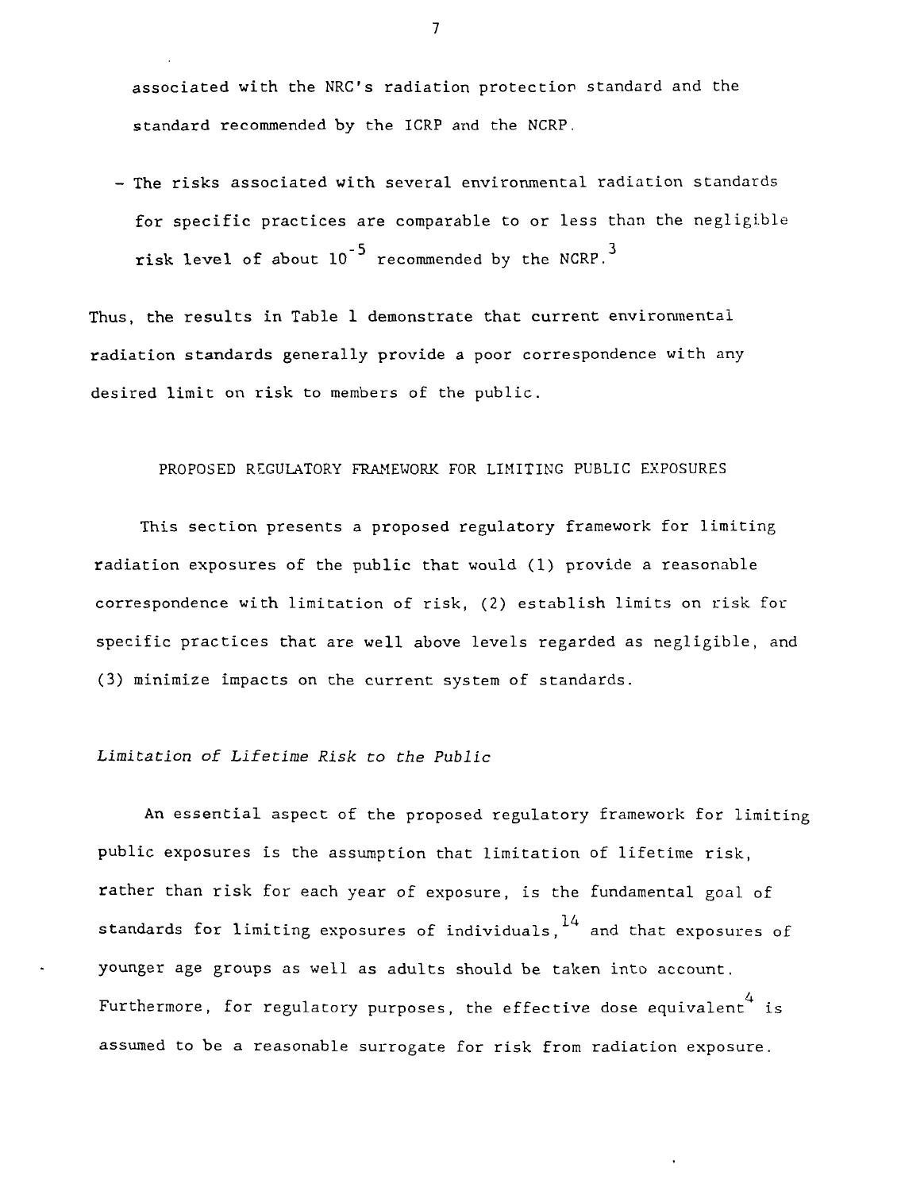associated with the NRC's radiation protection standard and the standard recommended by the ICRP and the NCRP.

- The risks associated with several environmental radiation standards for specific practices are comparable to or less than the negligible risk level of about $10^{-5}$ recommended by the NCRP.[3]

Thus, the results in Table 1 demonstrate that current environmental radiation standards generally provide a poor correspondence with any desired limit on risk to members of the public.

## PROPOSED REGULATORY FRAMEWORK FOR LIMITING PUBLIC EXPOSURES

This section presents a proposed regulatory framework for limiting radiation exposures of the public that would (1) provide a reasonable correspondence with limitation of risk, (2) establish limits on risk for specific practices that are well above levels regarded as negligible, and (3) minimize impacts on the current system of standards.

### *Limitation of Lifetime Risk to the Public*

An essential aspect of the proposed regulatory framework for limiting public exposures is the assumption that limitation of lifetime risk, rather than risk for each year of exposure, is the fundamental goal of standards for limiting exposures of individuals,[14] and that exposures of younger age groups as well as adults should be taken into account. Furthermore, for regulatory purposes, the effective dose equivalent[4] is assumed to be a reasonable surrogate for risk from radiation exposure.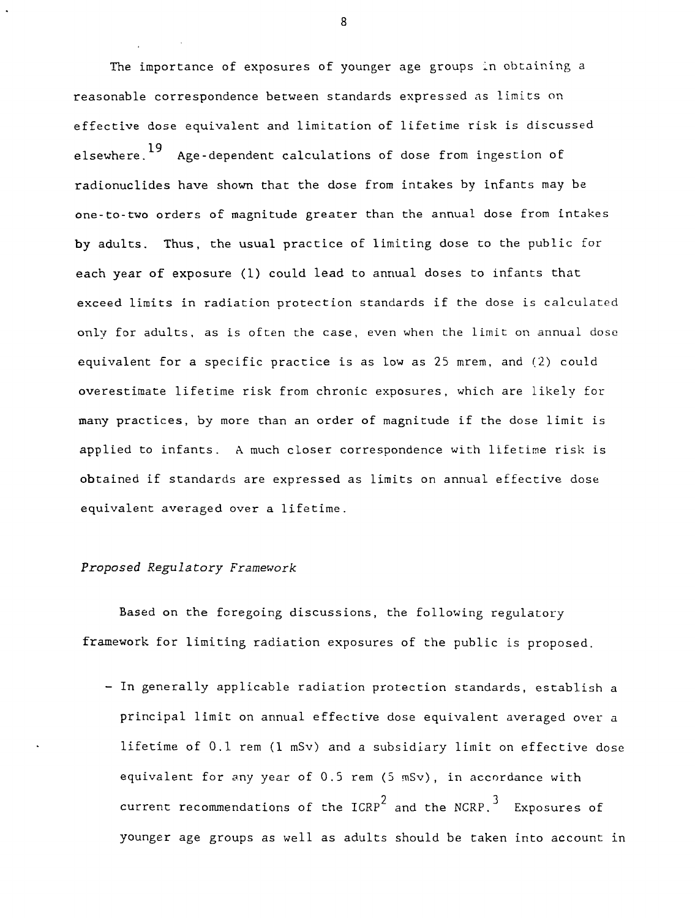The importance of exposures of younger age groups in obtaining a reasonable correspondence between standards expressed as limits on effective dose equivalent and limitation of lifetime risk is discussed elsewhere.[19] Age-dependent calculations of dose from ingestion of radionuclides have shown that the dose from intakes by infants may be one-to-two orders of magnitude greater than the annual dose from intakes by adults. Thus, the usual practice of limiting dose to the public for each year of exposure (1) could lead to annual doses to infants that exceed limits in radiation protection standards if the dose is calculated only for adults, as is often the case, even when the limit on annual dose equivalent for a specific practice is as low as 25 mrem, and (2) could overestimate lifetime risk from chronic exposures, which are likely for many practices, by more than an order of magnitude if the dose limit is applied to infants. A much closer correspondence with lifetime risk is obtained if standards are expressed as limits on annual effective dose equivalent averaged over a lifetime.

*Proposed Regulatory Framework*

Based on the foregoing discussions, the following regulatory framework for limiting radiation exposures of the public is proposed.

- In generally applicable radiation protection standards, establish a principal limit on annual effective dose equivalent averaged over a lifetime of 0.1 rem (1 mSv) and a subsidiary limit on effective dose equivalent for any year of 0.5 rem (5 mSv), in accordance with current recommendations of the ICRP[2] and the NCRP.[3] Exposures of younger age groups as well as adults should be taken into account in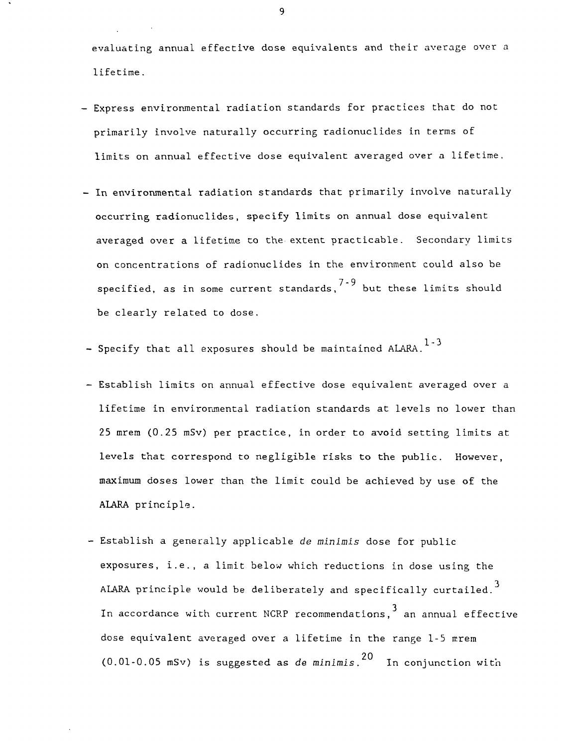evaluating annual effective dose equivalents and their average over a lifetime.

- Express environmental radiation standards for practices that do not primarily involve naturally occurring radionuclides in terms of limits on annual effective dose equivalent averaged over a lifetime.

- In environmental radiation standards that primarily involve naturally occurring radionuclides, specify limits on annual dose equivalent averaged over a lifetime to the extent practicable. Secondary limits on concentrations of radionuclides in the environment could also be specified, as in some current standards,[7-9] but these limits should be clearly related to dose.

- Specify that all exposures should be maintained ALARA.[1-3]

- Establish limits on annual effective dose equivalent averaged over a lifetime in environmental radiation standards at levels no lower than 25 mrem (0.25 mSv) per practice, in order to avoid setting limits at levels that correspond to negligible risks to the public. However, maximum doses lower than the limit could be achieved by use of the ALARA principle.

- Establish a generally applicable *de minimis* dose for public exposures, i.e., a limit below which reductions in dose using the ALARA principle would be deliberately and specifically curtailed.[3] In accordance with current NCRP recommendations,[3] an annual effective dose equivalent averaged over a lifetime in the range 1-5 mrem (0.01-0.05 mSv) is suggested as *de minimis*.[20] In conjunction with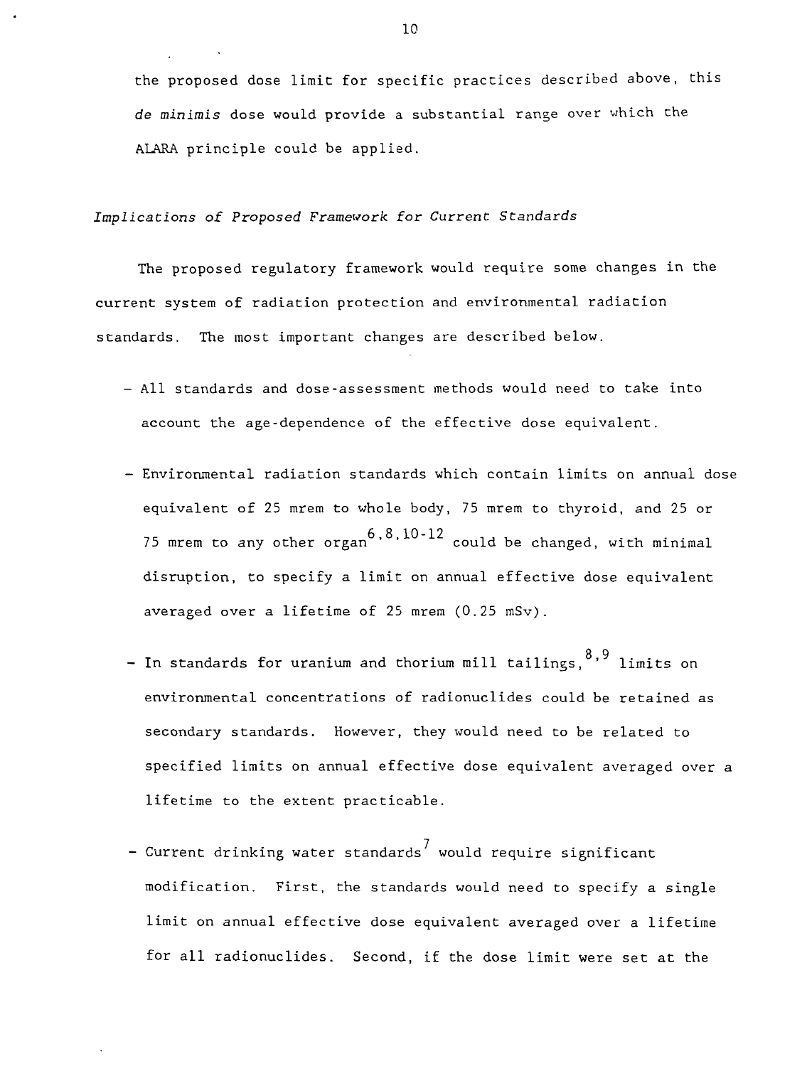the proposed dose limit for specific practices described above, this *de minimis* dose would provide a substantial range over which the ALARA principle could be applied.

*Implications of Proposed Framework for Current Standards*

The proposed regulatory framework would require some changes in the current system of radiation protection and environmental radiation standards. The most important changes are described below.

- All standards and dose-assessment methods would need to take into account the age-dependence of the effective dose equivalent.
- Environmental radiation standards which contain limits on annual dose equivalent of 25 mrem to whole body, 75 mrem to thyroid, and 25 or 75 mrem to any other organ[6,8,10-12] could be changed, with minimal disruption, to specify a limit on annual effective dose equivalent averaged over a lifetime of 25 mrem (0.25 mSv).
- In standards for uranium and thorium mill tailings,[8,9] limits on environmental concentrations of radionuclides could be retained as secondary standards. However, they would need to be related to specified limits on annual effective dose equivalent averaged over a lifetime to the extent practicable.
- Current drinking water standards[7] would require significant modification. First, the standards would need to specify a single limit on annual effective dose equivalent averaged over a lifetime for all radionuclides. Second, if the dose limit were set at the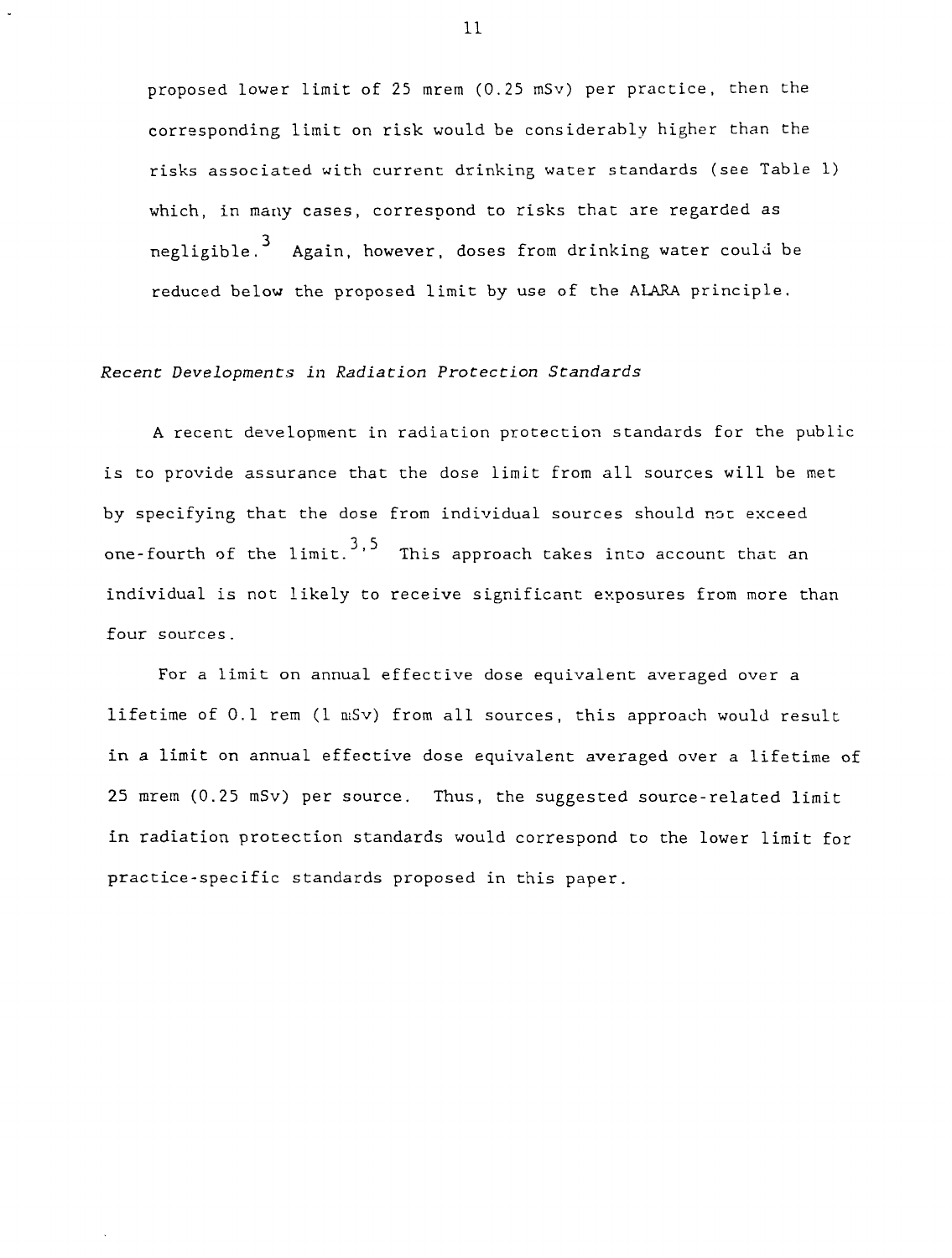proposed lower limit of 25 mrem (0.25 mSv) per practice, then the corresponding limit on risk would be considerably higher than the risks associated with current drinking water standards (see Table 1) which, in many cases, correspond to risks that are regarded as negligible.[3] Again, however, doses from drinking water could be reduced below the proposed limit by use of the ALARA principle.

*Recent Developments in Radiation Protection Standards*

A recent development in radiation protection standards for the public is to provide assurance that the dose limit from all sources will be met by specifying that the dose from individual sources should not exceed one-fourth of the limit.[3,5] This approach takes into account that an individual is not likely to receive significant exposures from more than four sources.

For a limit on annual effective dose equivalent averaged over a lifetime of 0.1 rem (1 mSv) from all sources, this approach would result in a limit on annual effective dose equivalent averaged over a lifetime of 25 mrem (0.25 mSv) per source. Thus, the suggested source-related limit in radiation protection standards would correspond to the lower limit for practice-specific standards proposed in this paper.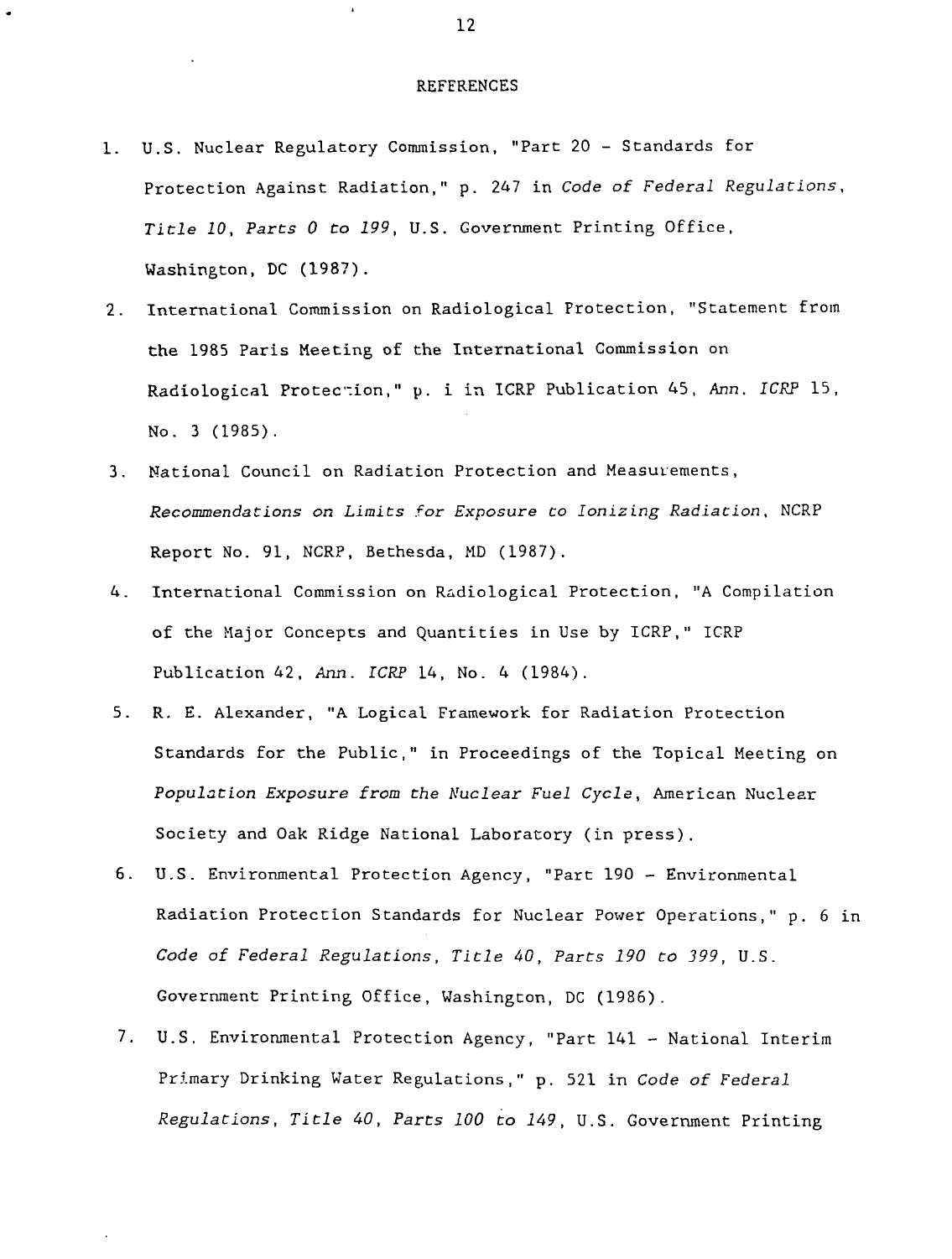# REFFRENCES

1. U.S. Nuclear Regulatory Commission, "Part 20 - Standards for Protection Against Radiation," p. 247 in *Code of Federal Regulations, Title 10, Parts 0 to 199*, U.S. Government Printing Office, Washington, DC (1987).
2. International Commission on Radiological Protection, "Statement from the 1985 Paris Meeting of the International Commission on Radiological Protection," p. i in ICRP Publication 45, *Ann. ICRP* 15, No. 3 (1985).
3. National Council on Radiation Protection and Measurements, *Recommendations on Limits for Exposure to Ionizing Radiation*, NCRP Report No. 91, NCRP, Bethesda, MD (1987).
4. International Commission on Radiological Protection, "A Compilation of the Major Concepts and Quantities in Use by ICRP," ICRP Publication 42, *Ann. ICRP* 14, No. 4 (1984).
5. R. E. Alexander, "A Logical Framework for Radiation Protection Standards for the Public," in Proceedings of the Topical Meeting on *Population Exposure from the Nuclear Fuel Cycle*, American Nuclear Society and Oak Ridge National Laboratory (in press).
6. U.S. Environmental Protection Agency, "Part 190 - Environmental Radiation Protection Standards for Nuclear Power Operations," p. 6 in *Code of Federal Regulations, Title 40, Parts 190 to 399*, U.S. Government Printing Office, Washington, DC (1986).
7. U.S. Environmental Protection Agency, "Part 141 - National Interim Primary Drinking Water Regulations," p. 521 in *Code of Federal Regulations, Title 40, Parts 100 to 149*, U.S. Government Printing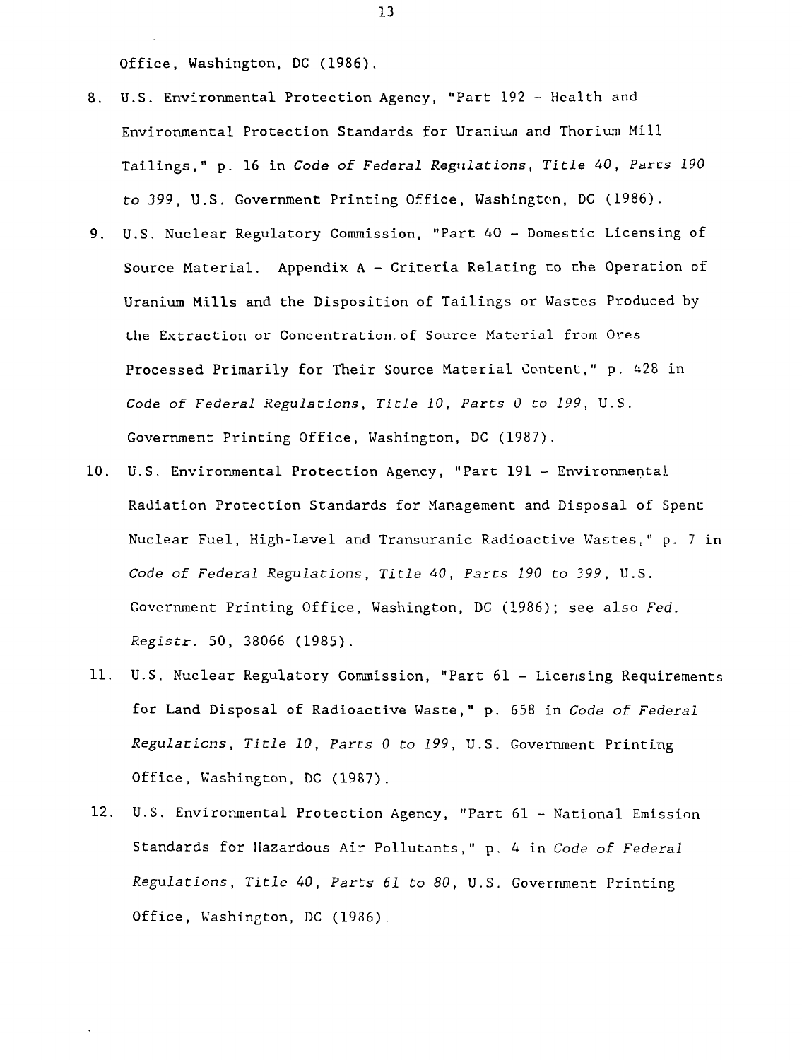Office, Washington, DC (1986).

8. U.S. Environmental Protection Agency, "Part 192 - Health and Environmental Protection Standards for Uranium and Thorium Mill Tailings," p. 16 in *Code of Federal Regulations, Title 40, Parts 190 to 399*, U.S. Government Printing Office, Washington, DC (1986).
9. U.S. Nuclear Regulatory Commission, "Part 40 - Domestic Licensing of Source Material. Appendix A - Criteria Relating to the Operation of Uranium Mills and the Disposition of Tailings or Wastes Produced by the Extraction or Concentration of Source Material from Ores Processed Primarily for Their Source Material Content," p. 428 in *Code of Federal Regulations, Title 10, Parts 0 to 199*, U.S. Government Printing Office, Washington, DC (1987).
10. U.S. Environmental Protection Agency, "Part 191 - Environmental Radiation Protection Standards for Management and Disposal of Spent Nuclear Fuel, High-Level and Transuranic Radioactive Wastes," p. 7 in *Code of Federal Regulations, Title 40, Parts 190 to 399*, U.S. Government Printing Office, Washington, DC (1986); see also *Fed. Registr.* 50, 38066 (1985).
11. U.S. Nuclear Regulatory Commission, "Part 61 - Licensing Requirements for Land Disposal of Radioactive Waste," p. 658 in *Code of Federal Regulations, Title 10, Parts 0 to 199*, U.S. Government Printing Office, Washington, DC (1987).
12. U.S. Environmental Protection Agency, "Part 61 - National Emission Standards for Hazardous Air Pollutants," p. 4 in *Code of Federal Regulations, Title 40, Parts 61 to 80*, U.S. Government Printing Office, Washington, DC (1986).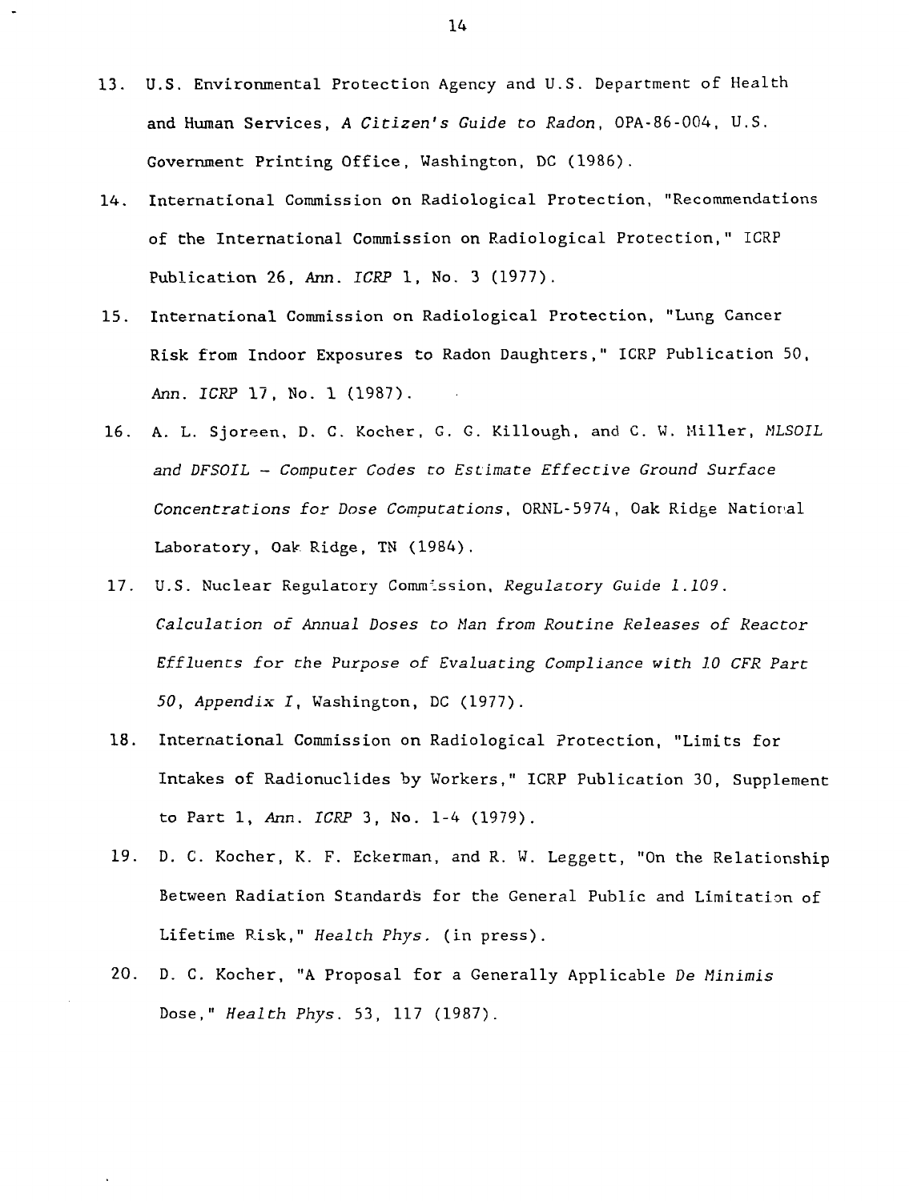13. U.S. Environmental Protection Agency and U.S. Department of Health and Human Services, *A Citizen's Guide to Radon*, OPA-86-004, U.S. Government Printing Office, Washington, DC (1986).

14. International Commission on Radiological Protection, "Recommendations of the International Commission on Radiological Protection," ICRP Publication 26, *Ann. ICRP* 1, No. 3 (1977).

15. International Commission on Radiological Protection, "Lung Cancer Risk from Indoor Exposures to Radon Daughters," ICRP Publication 50, *Ann. ICRP* 17, No. 1 (1987).

16. A. L. Sjoreen, D. C. Kocher, G. G. Killough, and C. W. Miller, *MLSOIL and DFSOIL - Computer Codes to Estimate Effective Ground Surface Concentrations for Dose Computations*, ORNL-5974, Oak Ridge National Laboratory, Oak Ridge, TN (1984).

17. U.S. Nuclear Regulatory Commission, *Regulatory Guide 1.109. Calculation of Annual Doses to Man from Routine Releases of Reactor Effluents for the Purpose of Evaluating Compliance with 10 CFR Part 50, Appendix I*, Washington, DC (1977).

18. International Commission on Radiological Protection, "Limits for Intakes of Radionuclides by Workers," ICRP Publication 30, Supplement to Part 1, *Ann. ICRP* 3, No. 1-4 (1979).

19. D. C. Kocher, K. F. Eckerman, and R. W. Leggett, "On the Relationship Between Radiation Standards for the General Public and Limitation of Lifetime Risk," *Health Phys.* (in press).

20. D. C. Kocher, "A Proposal for a Generally Applicable *De Minimis* Dose," *Health Phys.* 53, 117 (1987).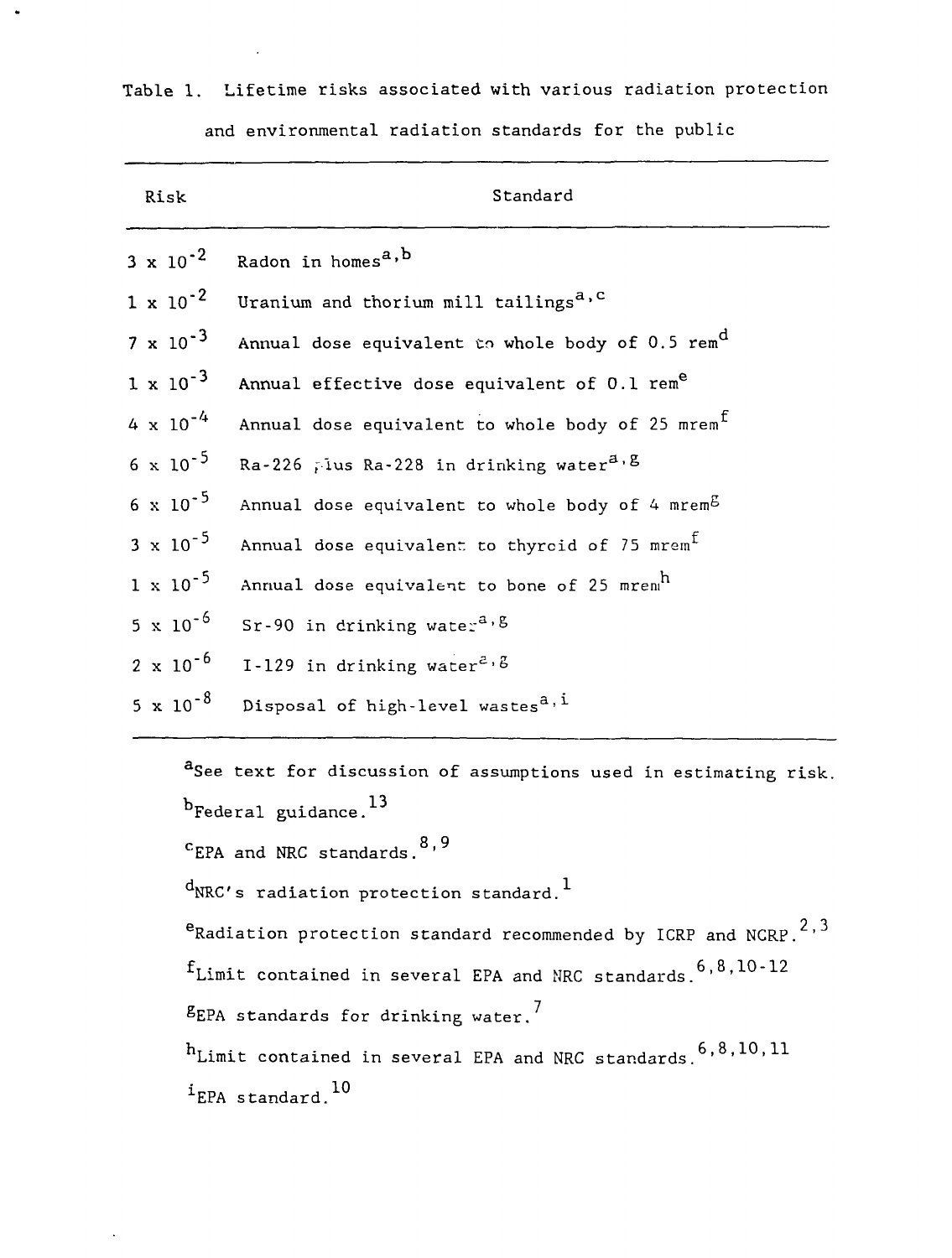Table 1. Lifetime risks associated with various radiation protection and environmental radiation standards for the public

| Risk | Standard |
|---|---|
| $3 \times 10^{-2}$ | Radon in homes[a,b] |
| $1 \times 10^{-2}$ | Uranium and thorium mill tailings[a,c] |
| $7 \times 10^{-3}$ | Annual dose equivalent to whole body of 0.5 rem[d] |
| $1 \times 10^{-3}$ | Annual effective dose equivalent of 0.1 rem[e] |
| $4 \times 10^{-4}$ | Annual dose equivalent to whole body of 25 mrem[f] |
| $6 \times 10^{-5}$ | Ra-226 plus Ra-228 in drinking water[a,g] |
| $6 \times 10^{-5}$ | Annual dose equivalent to whole body of 4 mrem[g] |
| $3 \times 10^{-5}$ | Annual dose equivalent to thyroid of 75 mrem[f] |
| $1 \times 10^{-5}$ | Annual dose equivalent to bone of 25 mrem[h] |
| $5 \times 10^{-6}$ | Sr-90 in drinking water[a,g] |
| $2 \times 10^{-6}$ | I-129 in drinking water[a,g] |
| $5 \times 10^{-8}$ | Disposal of high-level wastes[a,i] |

[a] See text for discussion of assumptions used in estimating risk.

[b] Federal guidance.[13]

[c] EPA and NRC standards.[8,9]

[d] NRC's radiation protection standard.[1]

[e] Radiation protection standard recommended by ICRP and NCRP.[2,3]

[f] Limit contained in several EPA and NRC standards.[6,8,10-12]

[g] EPA standards for drinking water.[7]

[h] Limit contained in several EPA and NRC standards.[6,8,10,11]

[i] EPA standard.[10]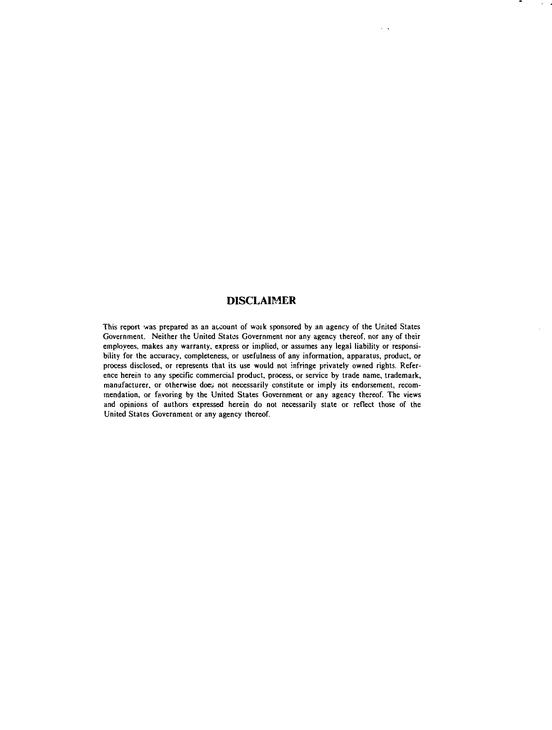## DISCLAIMER

This report was prepared as an account of work sponsored by an agency of the United States Government. Neither the United States Government nor any agency thereof, nor any of their employees, makes any warranty, express or implied, or assumes any legal liability or responsibility for the accuracy, completeness, or usefulness of any information, apparatus, product, or process disclosed, or represents that its use would not infringe privately owned rights. Reference herein to any specific commercial product, process, or service by trade name, trademark, manufacturer, or otherwise does not necessarily constitute or imply its endorsement, recommendation, or favoring by the United States Government or any agency thereof. The views and opinions of authors expressed herein do not necessarily state or reflect those of the United States Government or any agency thereof.